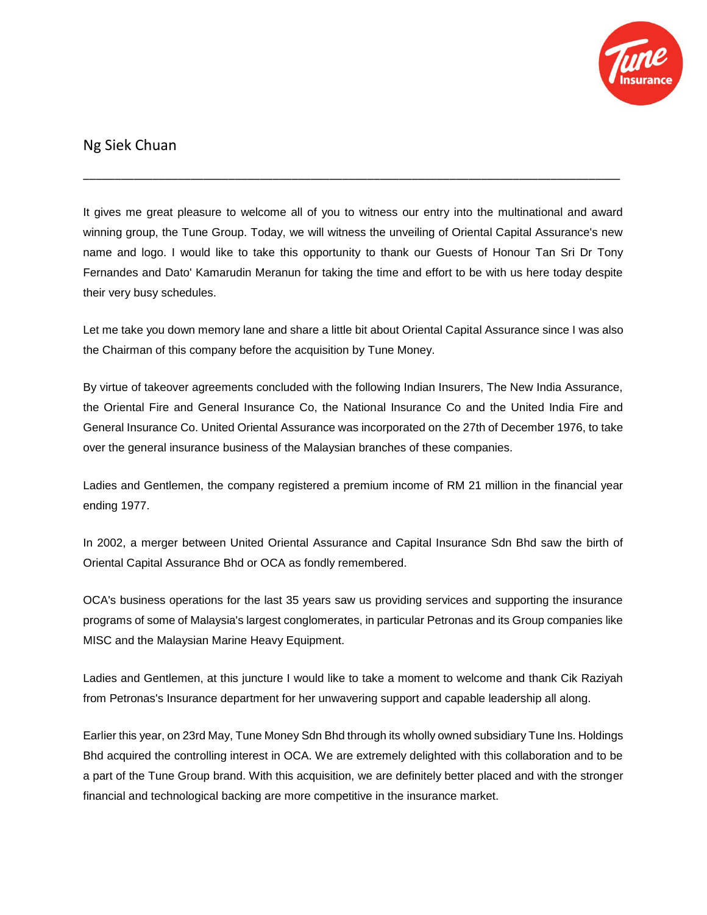## Ng Siek Chuan

---

It gives me great pleasure to welcome all of you to witness our entry into the multinational and award winning group, the Tune Group. Today, we will witness the unveiling of Oriental Capital Assurance's new name and logo. I would like to take this opportunity to thank our Guests of Honour Tan Sri Dr Tony Fernandes and Dato' Kamarudin Meranun for taking the time and effort to be with us here today despite their very busy schedules.

Let me take you down memory lane and share a little bit about Oriental Capital Assurance since I was also the Chairman of this company before the acquisition by Tune Money.

By virtue of takeover agreements concluded with the following Indian Insurers, The New India Assurance, the Oriental Fire and General Insurance Co, the National Insurance Co and the United India Fire and General Insurance Co. United Oriental Assurance was incorporated on the 27th of December 1976, to take over the general insurance business of the Malaysian branches of these companies.

Ladies and Gentlemen, the company registered a premium income of RM 21 million in the financial year ending 1977.

In 2002, a merger between United Oriental Assurance and Capital Insurance Sdn Bhd saw the birth of Oriental Capital Assurance Bhd or OCA as fondly remembered.

OCA's business operations for the last 35 years saw us providing services and supporting the insurance programs of some of Malaysia's largest conglomerates, in particular Petronas and its Group companies like MISC and the Malaysian Marine Heavy Equipment.

Ladies and Gentlemen, at this juncture I would like to take a moment to welcome and thank Cik Raziyah from Petronas's Insurance department for her unwavering support and capable leadership all along.

Earlier this year, on 23rd May, Tune Money Sdn Bhd through its wholly owned subsidiary Tune Ins. Holdings Bhd acquired the controlling interest in OCA. We are extremely delighted with this collaboration and to be a part of the Tune Group brand. With this acquisition, we are definitely better placed and with the stronger financial and technological backing are more competitive in the insurance market.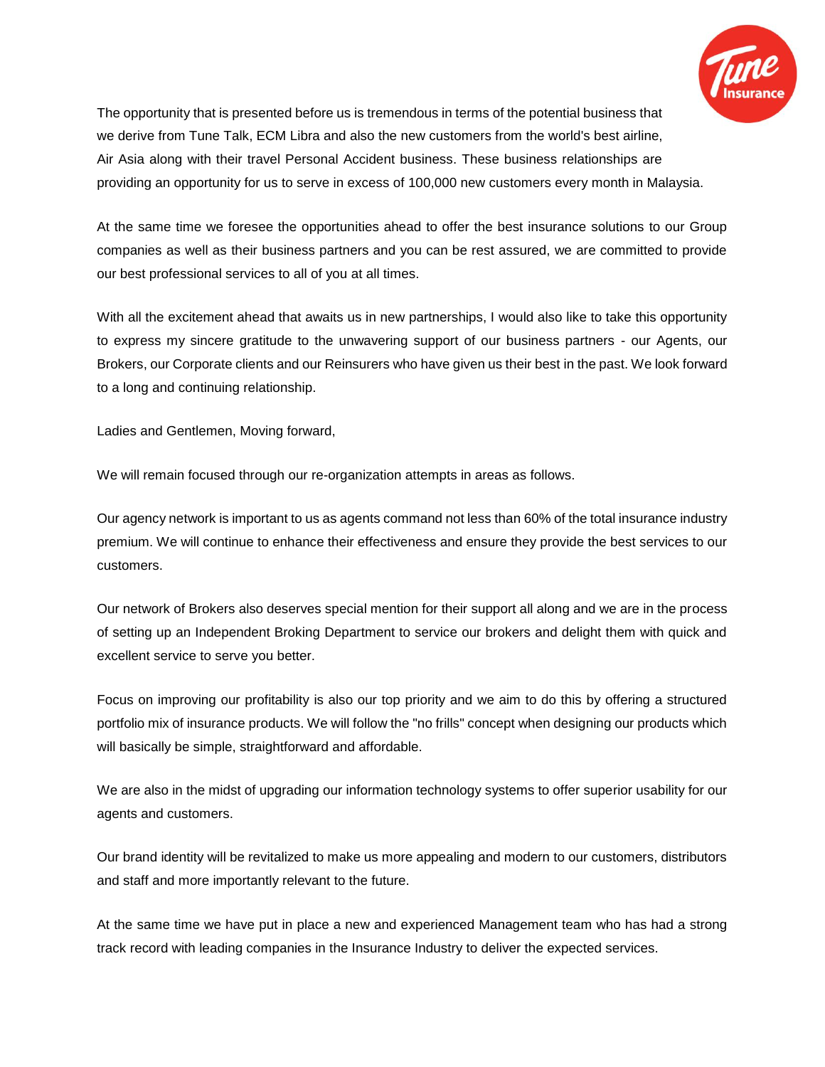The opportunity that is presented before us is tremendous in terms of the potential business that we derive from Tune Talk, ECM Libra and also the new customers from the world's best airline, Air Asia along with their travel Personal Accident business. These business relationships are providing an opportunity for us to serve in excess of 100,000 new customers every month in Malaysia.

At the same time we foresee the opportunities ahead to offer the best insurance solutions to our Group companies as well as their business partners and you can be rest assured, we are committed to provide our best professional services to all of you at all times.

With all the excitement ahead that awaits us in new partnerships, I would also like to take this opportunity to express my sincere gratitude to the unwavering support of our business partners - our Agents, our Brokers, our Corporate clients and our Reinsurers who have given us their best in the past. We look forward to a long and continuing relationship.

Ladies and Gentlemen, Moving forward,

We will remain focused through our re-organization attempts in areas as follows.

Our agency network is important to us as agents command not less than 60% of the total insurance industry premium. We will continue to enhance their effectiveness and ensure they provide the best services to our customers.

Our network of Brokers also deserves special mention for their support all along and we are in the process of setting up an Independent Broking Department to service our brokers and delight them with quick and excellent service to serve you better.

Focus on improving our profitability is also our top priority and we aim to do this by offering a structured portfolio mix of insurance products. We will follow the "no frills" concept when designing our products which will basically be simple, straightforward and affordable.

We are also in the midst of upgrading our information technology systems to offer superior usability for our agents and customers.

Our brand identity will be revitalized to make us more appealing and modern to our customers, distributors and staff and more importantly relevant to the future.

At the same time we have put in place a new and experienced Management team who has had a strong track record with leading companies in the Insurance Industry to deliver the expected services.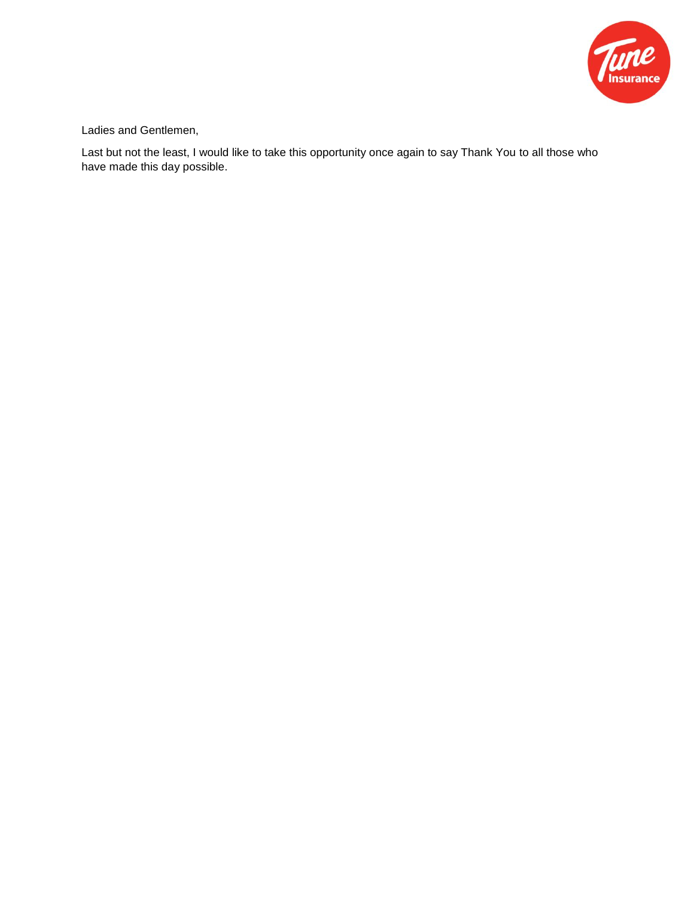Ladies and Gentlemen,

Last but not the least, I would like to take this opportunity once again to say Thank You to all those who have made this day possible.